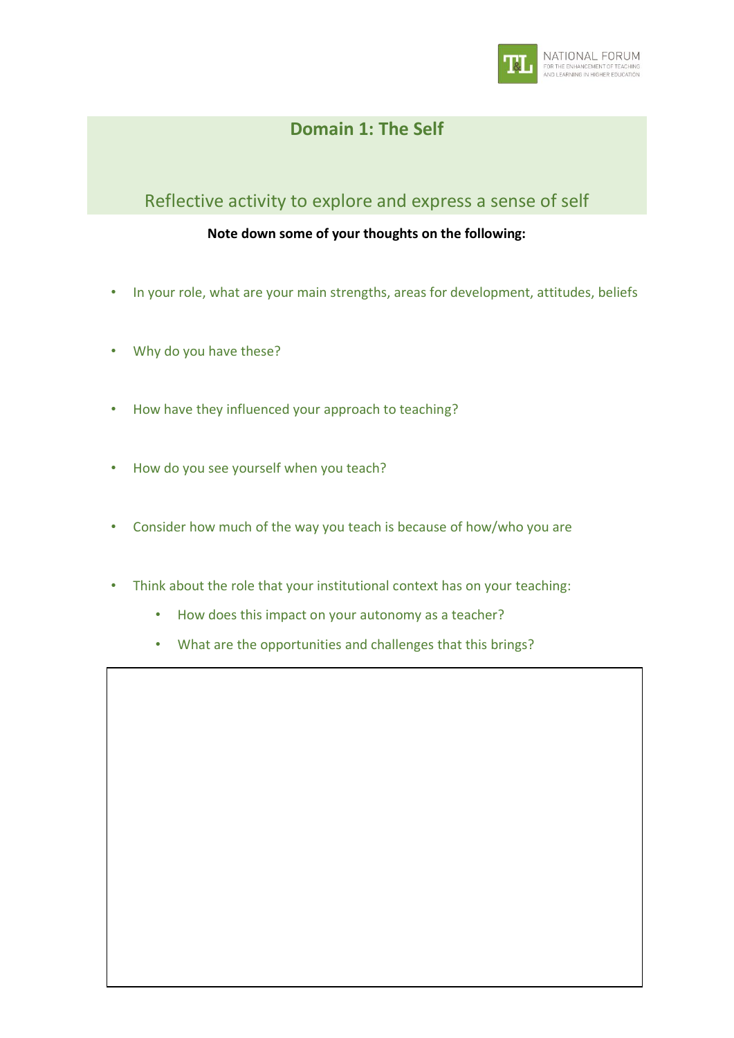## Domain 1: The Self

### Reflective activity to explore and express a sense of self

**Note down some of your thoughts on the following:**

- In your role, what are your main strengths, areas for development, attitudes, beliefs
- Why do you have these?
- How have they influenced your approach to teaching?
- How do you see yourself when you teach?
- Consider how much of the way you teach is because of how/who you are
- Think about the role that your institutional context has on your teaching:
  - How does this impact on your autonomy as a teacher?
  - What are the opportunities and challenges that this brings?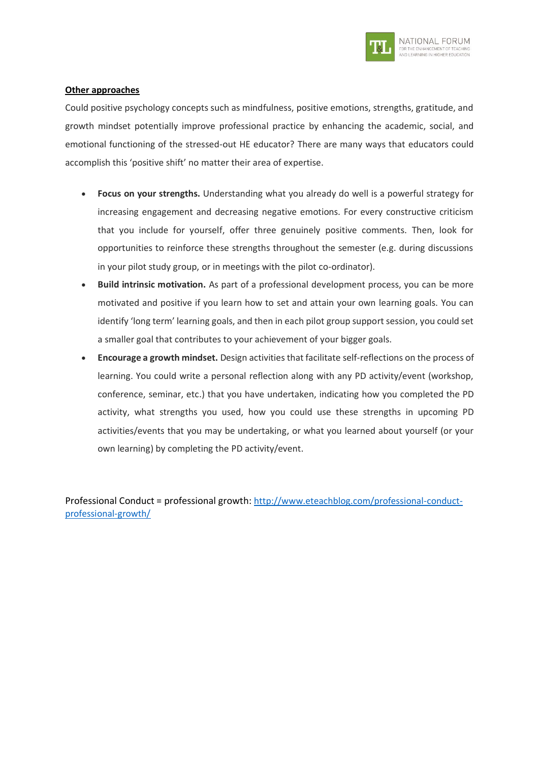**Other approaches**

Could positive psychology concepts such as mindfulness, positive emotions, strengths, gratitude, and growth mindset potentially improve professional practice by enhancing the academic, social, and emotional functioning of the stressed-out HE educator? There are many ways that educators could accomplish this 'positive shift' no matter their area of expertise.

- **Focus on your strengths.** Understanding what you already do well is a powerful strategy for increasing engagement and decreasing negative emotions. For every constructive criticism that you include for yourself, offer three genuinely positive comments. Then, look for opportunities to reinforce these strengths throughout the semester (e.g. during discussions in your pilot study group, or in meetings with the pilot co-ordinator).
- **Build intrinsic motivation.** As part of a professional development process, you can be more motivated and positive if you learn how to set and attain your own learning goals. You can identify 'long term' learning goals, and then in each pilot group support session, you could set a smaller goal that contributes to your achievement of your bigger goals.
- **Encourage a growth mindset.** Design activities that facilitate self-reflections on the process of learning. You could write a personal reflection along with any PD activity/event (workshop, conference, seminar, etc.) that you have undertaken, indicating how you completed the PD activity, what strengths you used, how you could use these strengths in upcoming PD activities/events that you may be undertaking, or what you learned about yourself (or your own learning) by completing the PD activity/event.

Professional Conduct = professional growth: [http://www.eteachblog.com/professional-conduct-professional-growth/](http://www.eteachblog.com/professional-conduct-professional-growth/)